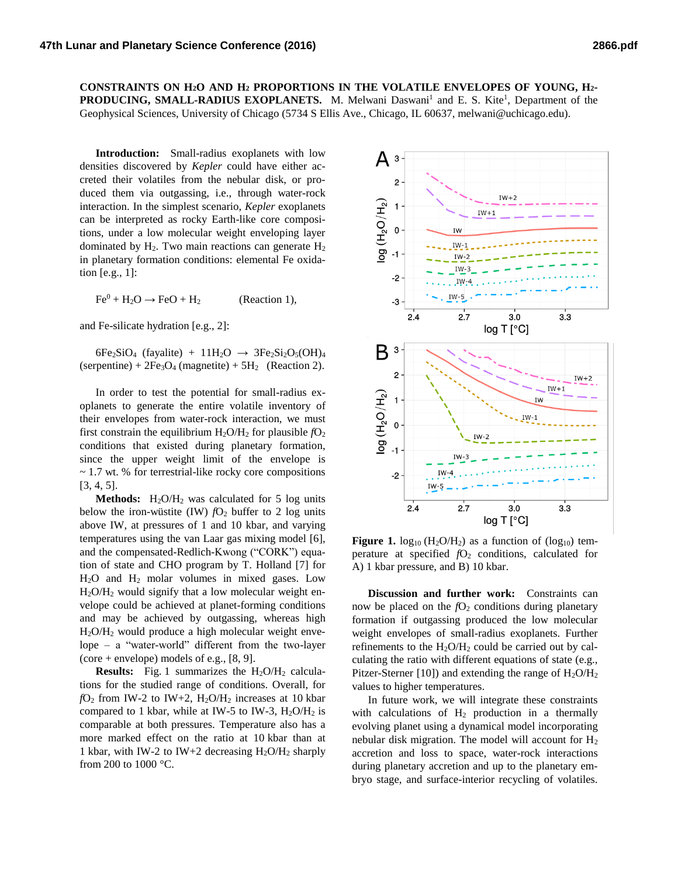# CONSTRAINTS ON $H_2O$ AND $H_2$ PROPORTIONS IN THE VOLATILE ENVELOPES OF YOUNG, $H_2$-PRODUCING, SMALL-RADIUS EXOPLANETS.

M. Melwani Daswani[1] and E. S. Kite[1], Department of the Geophysical Sciences, University of Chicago (5734 S Ellis Ave., Chicago, IL 60637, melwani@uchicago.edu).

**Introduction:** Small-radius exoplanets with low densities discovered by *Kepler* could have either accreted their volatiles from the nebular disk, or produced them via outgassing, i.e., through water-rock interaction. In the simplest scenario, *Kepler* exoplanets can be interpreted as rocky Earth-like core compositions, under a low molecular weight enveloping layer dominated by $H_2$. Two main reactions can generate $H_2$ in planetary formation conditions: elemental Fe oxidation [e.g., 1]:

$$Fe^0 + H_2O \rightarrow FeO + H_2 \quad \text{(Reaction 1)},$$

and Fe-silicate hydration [e.g., 2]:

$$6Fe_2SiO_4 \text{ (fayalite)} + 11H_2O \rightarrow 3Fe_2Si_2O_5(OH)_4 \text{ (serpentine)} + 2Fe_3O_4 \text{ (magnetite)} + 5H_2 \quad \text{(Reaction 2)}.$$

In order to test the potential for small-radius exoplanets to generate the entire volatile inventory of their envelopes from water-rock interaction, we must first constrain the equilibrium $H_2O/H_2$ for plausible $fO_2$ conditions that existed during planetary formation, since the upper weight limit of the envelope is ~ 1.7 wt. % for terrestrial-like rocky core compositions [3, 4, 5].

**Methods:** $H_2O/H_2$ was calculated for 5 log units below the iron-wüstite (IW) $fO_2$ buffer to 2 log units above IW, at pressures of 1 and 10 kbar, and varying temperatures using the van Laar gas mixing model [6], and the compensated-Redlich-Kwong ("CORK") equation of state and CHO program by T. Holland [7] for $H_2O$ and $H_2$ molar volumes in mixed gases. Low $H_2O/H_2$ would signify that a low molecular weight envelope could be achieved at planet-forming conditions and may be achieved by outgassing, whereas high $H_2O/H_2$ would produce a high molecular weight envelope – a "water-world" different from the two-layer (core + envelope) models of e.g., [8, 9].

**Results:** Fig. 1 summarizes the $H_2O/H_2$ calculations for the studied range of conditions. Overall, for $fO_2$ from IW-2 to IW+2, $H_2O/H_2$ increases at 10 kbar compared to 1 kbar, while at IW-5 to IW-3, $H_2O/H_2$ is comparable at both pressures. Temperature also has a more marked effect on the ratio at 10 kbar than at 1 kbar, with IW-2 to IW+2 decreasing $H_2O/H_2$ sharply from 200 to 1000 °C.

**Figure 1.** $\log_{10}$ ($H_2O/H_2$) as a function of ($\log_{10}$) temperature at specified $fO_2$ conditions, calculated for A) 1 kbar pressure, and B) 10 kbar.

**Discussion and further work:** Constraints can now be placed on the $fO_2$ conditions during planetary formation if outgassing produced the low molecular weight envelopes of small-radius exoplanets. Further refinements to the $H_2O/H_2$ could be carried out by calculating the ratio with different equations of state (e.g., Pitzer-Sterner [10]) and extending the range of $H_2O/H_2$ values to higher temperatures.

In future work, we will integrate these constraints with calculations of $H_2$ production in a thermally evolving planet using a dynamical model incorporating nebular disk migration. The model will account for $H_2$ accretion and loss to space, water-rock interactions during planetary accretion and up to the planetary embryo stage, and surface-interior recycling of volatiles.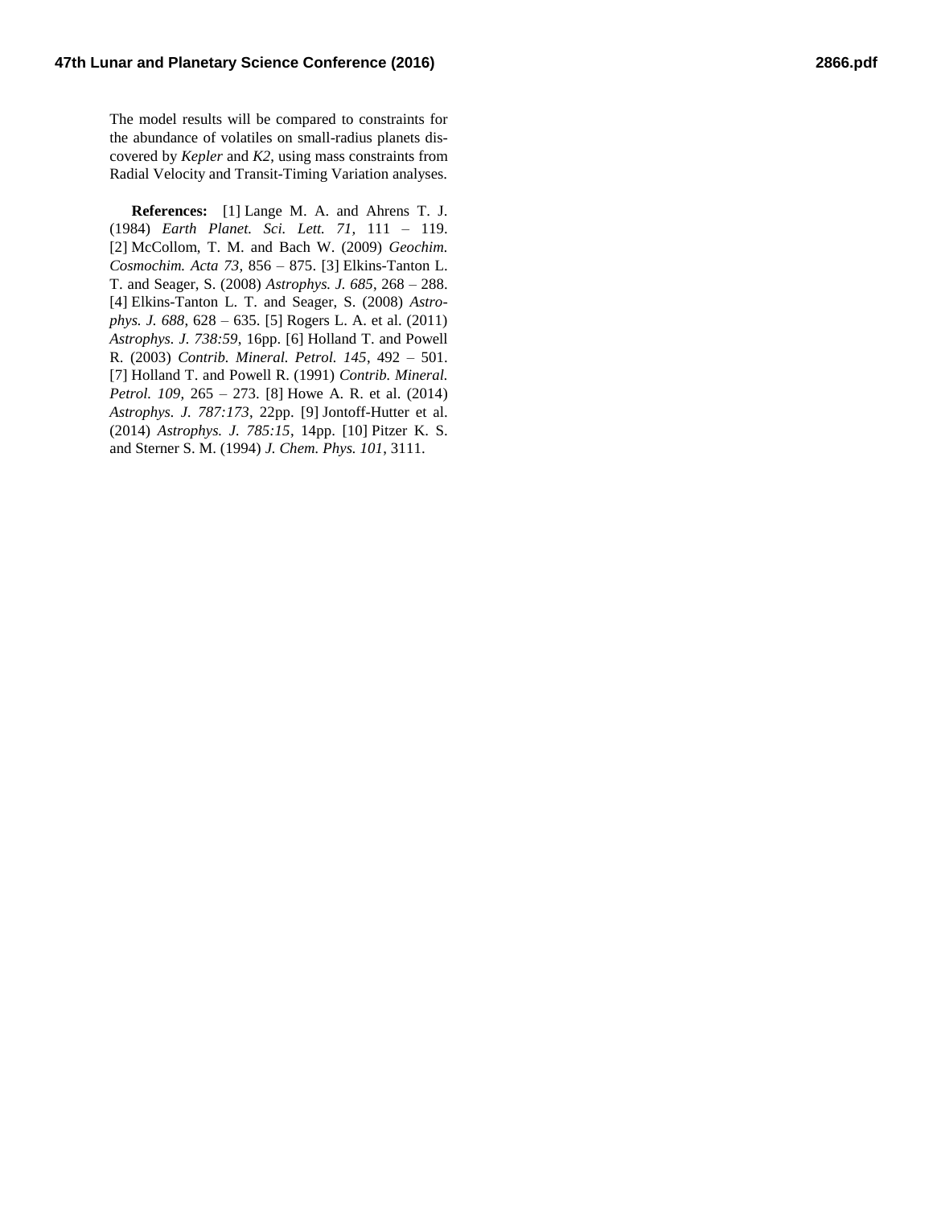The model results will be compared to constraints for the abundance of volatiles on small-radius planets discovered by *Kepler* and *K2*, using mass constraints from Radial Velocity and Transit-Timing Variation analyses.

**References:** [1] Lange M. A. and Ahrens T. J. (1984) *Earth Planet. Sci. Lett. 71,* 111 – 119. [2] McCollom, T. M. and Bach W. (2009) *Geochim. Cosmochim. Acta 73,* 856 – 875. [3] Elkins-Tanton L. T. and Seager, S. (2008) *Astrophys. J. 685*, 268 – 288. [4] Elkins-Tanton L. T. and Seager, S. (2008) *Astrophys. J. 688*, 628 – 635. [5] Rogers L. A. et al. (2011) *Astrophys. J. 738:59*, 16pp. [6] Holland T. and Powell R. (2003) *Contrib. Mineral. Petrol. 145*, 492 – 501. [7] Holland T. and Powell R. (1991) *Contrib. Mineral. Petrol. 109*, 265 – 273. [8] Howe A. R. et al. (2014) *Astrophys. J. 787:173*, 22pp. [9] Jontoff-Hutter et al. (2014) *Astrophys. J. 785:15*, 14pp. [10] Pitzer K. S. and Sterner S. M. (1994) *J. Chem. Phys. 101*, 3111.